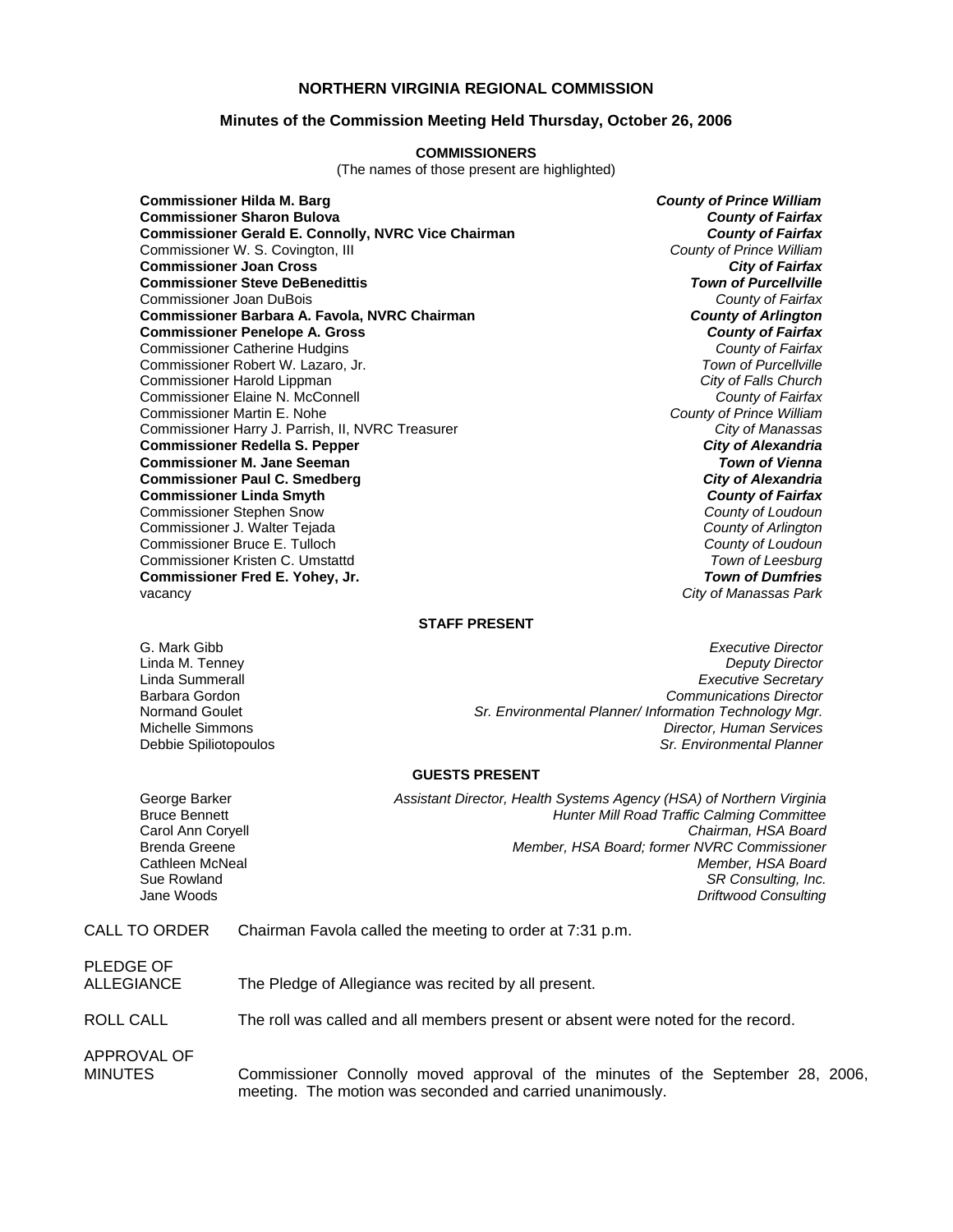# NORTHERN VIRGINIA REGIONAL COMMISSION

## Minutes of the Commission Meeting Held Thursday, October 26, 2006

### COMMISSIONERS

(The names of those present are highlighted)

| | |
|---|---|
| **Commissioner Hilda M. Barg** | ***County of Prince William*** |
| **Commissioner Sharon Bulova** | ***County of Fairfax*** |
| **Commissioner Gerald E. Connolly, NVRC Vice Chairman** | ***County of Fairfax*** |
| Commissioner W. S. Covington, III | *County of Prince William* |
| **Commissioner Joan Cross** | ***City of Fairfax*** |
| **Commissioner Steve DeBenedittis** | ***Town of Purcellville*** |
| Commissioner Joan DuBois | *County of Fairfax* |
| **Commissioner Barbara A. Favola, NVRC Chairman** | ***County of Arlington*** |
| **Commissioner Penelope A. Gross** | ***County of Fairfax*** |
| Commissioner Catherine Hudgins | *County of Fairfax* |
| Commissioner Robert W. Lazaro, Jr. | *Town of Purcellville* |
| Commissioner Harold Lippman | *City of Falls Church* |
| Commissioner Elaine N. McConnell | *County of Fairfax* |
| Commissioner Martin E. Nohe | *County of Prince William* |
| Commissioner Harry J. Parrish, II, NVRC Treasurer | *City of Manassas* |
| **Commissioner Redella S. Pepper** | ***City of Alexandria*** |
| **Commissioner M. Jane Seeman** | ***Town of Vienna*** |
| **Commissioner Paul C. Smedberg** | ***City of Alexandria*** |
| **Commissioner Linda Smyth** | ***County of Fairfax*** |
| Commissioner Stephen Snow | *County of Loudoun* |
| Commissioner J. Walter Tejada | *County of Arlington* |
| Commissioner Bruce E. Tulloch | *County of Loudoun* |
| Commissioner Kristen C. Umstattd | *Town of Leesburg* |
| **Commissioner Fred E. Yohey, Jr.** | ***Town of Dumfries*** |
| vacancy | *City of Manassas Park* |

### STAFF PRESENT

| | |
|---|---|
| G. Mark Gibb | *Executive Director* |
| Linda M. Tenney | *Deputy Director* |
| Linda Summerall | *Executive Secretary* |
| Barbara Gordon | *Communications Director* |
| Normand Goulet | *Sr. Environmental Planner/ Information Technology Mgr.* |
| Michelle Simmons | *Director, Human Services* |
| Debbie Spiliotopoulos | *Sr. Environmental Planner* |

### GUESTS PRESENT

| | |
|---|---|
| George Barker | *Assistant Director, Health Systems Agency (HSA) of Northern Virginia* |
| Bruce Bennett | *Hunter Mill Road Traffic Calming Committee* |
| Carol Ann Coryell | *Chairman, HSA Board* |
| Brenda Greene | *Member, HSA Board; former NVRC Commissioner* |
| Cathleen McNeal | *Member, HSA Board* |
| Sue Rowland | *SR Consulting, Inc.* |
| Jane Woods | *Driftwood Consulting* |

CALL TO ORDER — Chairman Favola called the meeting to order at 7:31 p.m.

PLEDGE OF ALLEGIANCE — The Pledge of Allegiance was recited by all present.

ROLL CALL — The roll was called and all members present or absent were noted for the record.

APPROVAL OF MINUTES — Commissioner Connolly moved approval of the minutes of the September 28, 2006, meeting. The motion was seconded and carried unanimously.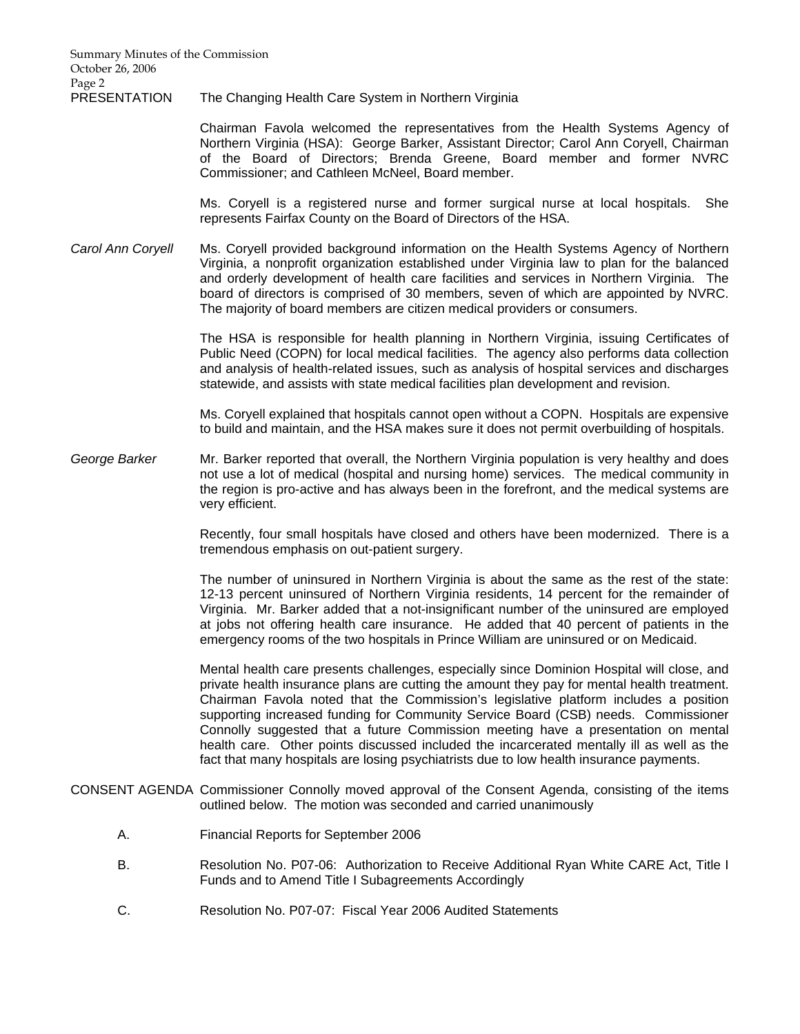**PRESENTATION** The Changing Health Care System in Northern Virginia

Chairman Favola welcomed the representatives from the Health Systems Agency of Northern Virginia (HSA): George Barker, Assistant Director; Carol Ann Coryell, Chairman of the Board of Directors; Brenda Greene, Board member and former NVRC Commissioner; and Cathleen McNeel, Board member.

Ms. Coryell is a registered nurse and former surgical nurse at local hospitals. She represents Fairfax County on the Board of Directors of the HSA.

*Carol Ann Coryell*

Ms. Coryell provided background information on the Health Systems Agency of Northern Virginia, a nonprofit organization established under Virginia law to plan for the balanced and orderly development of health care facilities and services in Northern Virginia. The board of directors is comprised of 30 members, seven of which are appointed by NVRC. The majority of board members are citizen medical providers or consumers.

The HSA is responsible for health planning in Northern Virginia, issuing Certificates of Public Need (COPN) for local medical facilities. The agency also performs data collection and analysis of health-related issues, such as analysis of hospital services and discharges statewide, and assists with state medical facilities plan development and revision.

Ms. Coryell explained that hospitals cannot open without a COPN. Hospitals are expensive to build and maintain, and the HSA makes sure it does not permit overbuilding of hospitals.

*George Barker*

Mr. Barker reported that overall, the Northern Virginia population is very healthy and does not use a lot of medical (hospital and nursing home) services. The medical community in the region is pro-active and has always been in the forefront, and the medical systems are very efficient.

Recently, four small hospitals have closed and others have been modernized. There is a tremendous emphasis on out-patient surgery.

The number of uninsured in Northern Virginia is about the same as the rest of the state: 12-13 percent uninsured of Northern Virginia residents, 14 percent for the remainder of Virginia. Mr. Barker added that a not-insignificant number of the uninsured are employed at jobs not offering health care insurance. He added that 40 percent of patients in the emergency rooms of the two hospitals in Prince William are uninsured or on Medicaid.

Mental health care presents challenges, especially since Dominion Hospital will close, and private health insurance plans are cutting the amount they pay for mental health treatment. Chairman Favola noted that the Commission's legislative platform includes a position supporting increased funding for Community Service Board (CSB) needs. Commissioner Connolly suggested that a future Commission meeting have a presentation on mental health care. Other points discussed included the incarcerated mentally ill as well as the fact that many hospitals are losing psychiatrists due to low health insurance payments.

**CONSENT AGENDA** Commissioner Connolly moved approval of the Consent Agenda, consisting of the items outlined below. The motion was seconded and carried unanimously

A. Financial Reports for September 2006

B. Resolution No. P07-06: Authorization to Receive Additional Ryan White CARE Act, Title I Funds and to Amend Title I Subagreements Accordingly

C. Resolution No. P07-07: Fiscal Year 2006 Audited Statements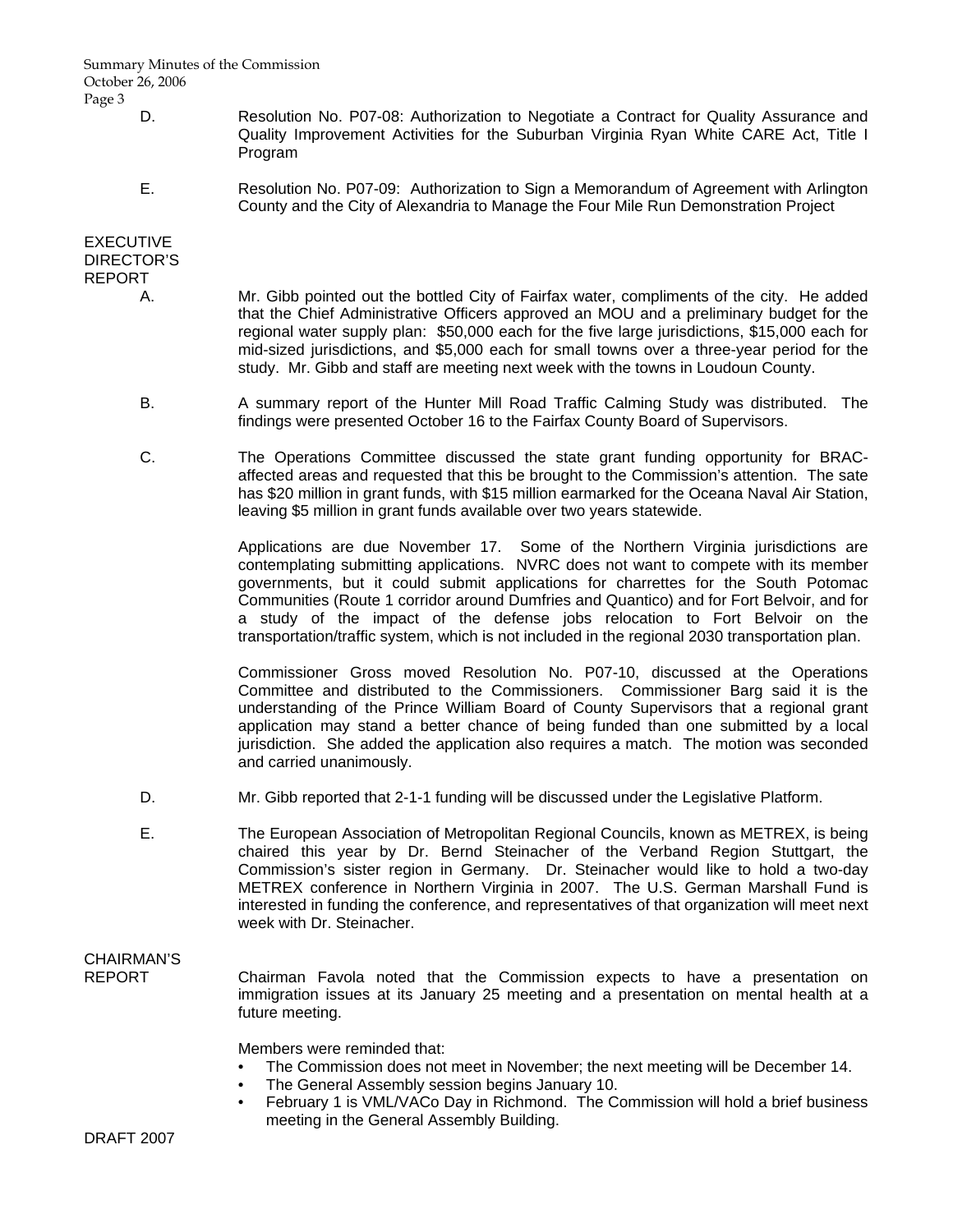D. Resolution No. P07-08: Authorization to Negotiate a Contract for Quality Assurance and Quality Improvement Activities for the Suburban Virginia Ryan White CARE Act, Title I Program

E. Resolution No. P07-09: Authorization to Sign a Memorandum of Agreement with Arlington County and the City of Alexandria to Manage the Four Mile Run Demonstration Project

## EXECUTIVE DIRECTOR'S REPORT

A. Mr. Gibb pointed out the bottled City of Fairfax water, compliments of the city. He added that the Chief Administrative Officers approved an MOU and a preliminary budget for the regional water supply plan: $50,000 each for the five large jurisdictions, $15,000 each for mid-sized jurisdictions, and $5,000 each for small towns over a three-year period for the study. Mr. Gibb and staff are meeting next week with the towns in Loudoun County.

B. A summary report of the Hunter Mill Road Traffic Calming Study was distributed. The findings were presented October 16 to the Fairfax County Board of Supervisors.

C. The Operations Committee discussed the state grant funding opportunity for BRAC-affected areas and requested that this be brought to the Commission's attention. The sate has $20 million in grant funds, with $15 million earmarked for the Oceana Naval Air Station, leaving $5 million in grant funds available over two years statewide.

Applications are due November 17. Some of the Northern Virginia jurisdictions are contemplating submitting applications. NVRC does not want to compete with its member governments, but it could submit applications for charrettes for the South Potomac Communities (Route 1 corridor around Dumfries and Quantico) and for Fort Belvoir, and for a study of the impact of the defense jobs relocation to Fort Belvoir on the transportation/traffic system, which is not included in the regional 2030 transportation plan.

Commissioner Gross moved Resolution No. P07-10, discussed at the Operations Committee and distributed to the Commissioners. Commissioner Barg said it is the understanding of the Prince William Board of County Supervisors that a regional grant application may stand a better chance of being funded than one submitted by a local jurisdiction. She added the application also requires a match. The motion was seconded and carried unanimously.

D. Mr. Gibb reported that 2-1-1 funding will be discussed under the Legislative Platform.

E. The European Association of Metropolitan Regional Councils, known as METREX, is being chaired this year by Dr. Bernd Steinacher of the Verband Region Stuttgart, the Commission's sister region in Germany. Dr. Steinacher would like to hold a two-day METREX conference in Northern Virginia in 2007. The U.S. German Marshall Fund is interested in funding the conference, and representatives of that organization will meet next week with Dr. Steinacher.

## CHAIRMAN'S REPORT

Chairman Favola noted that the Commission expects to have a presentation on immigration issues at its January 25 meeting and a presentation on mental health at a future meeting.

Members were reminded that:

- The Commission does not meet in November; the next meeting will be December 14.
- The General Assembly session begins January 10.
- February 1 is VML/VACo Day in Richmond. The Commission will hold a brief business meeting in the General Assembly Building.

DRAFT 2007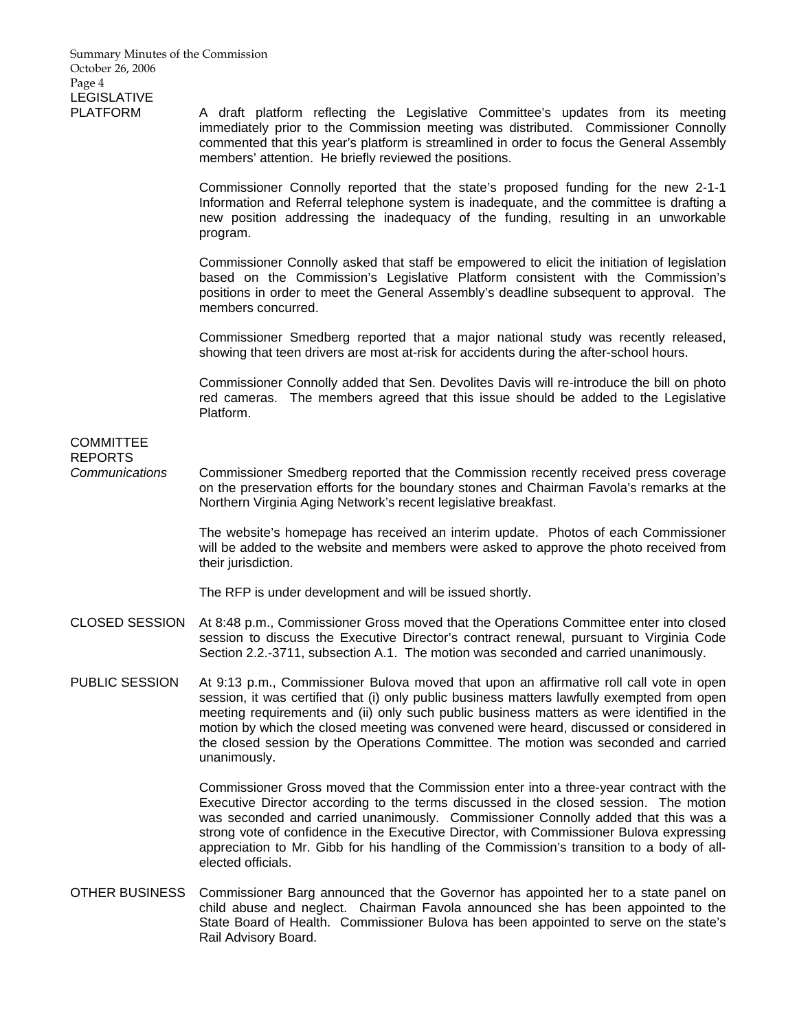## LEGISLATIVE PLATFORM

A draft platform reflecting the Legislative Committee's updates from its meeting immediately prior to the Commission meeting was distributed. Commissioner Connolly commented that this year's platform is streamlined in order to focus the General Assembly members' attention. He briefly reviewed the positions.

Commissioner Connolly reported that the state's proposed funding for the new 2-1-1 Information and Referral telephone system is inadequate, and the committee is drafting a new position addressing the inadequacy of the funding, resulting in an unworkable program.

Commissioner Connolly asked that staff be empowered to elicit the initiation of legislation based on the Commission's Legislative Platform consistent with the Commission's positions in order to meet the General Assembly's deadline subsequent to approval. The members concurred.

Commissioner Smedberg reported that a major national study was recently released, showing that teen drivers are most at-risk for accidents during the after-school hours.

Commissioner Connolly added that Sen. Devolites Davis will re-introduce the bill on photo red cameras. The members agreed that this issue should be added to the Legislative Platform.

## COMMITTEE REPORTS

### *Communications*

Commissioner Smedberg reported that the Commission recently received press coverage on the preservation efforts for the boundary stones and Chairman Favola's remarks at the Northern Virginia Aging Network's recent legislative breakfast.

The website's homepage has received an interim update. Photos of each Commissioner will be added to the website and members were asked to approve the photo received from their jurisdiction.

The RFP is under development and will be issued shortly.

## CLOSED SESSION

At 8:48 p.m., Commissioner Gross moved that the Operations Committee enter into closed session to discuss the Executive Director's contract renewal, pursuant to Virginia Code Section 2.2.-3711, subsection A.1. The motion was seconded and carried unanimously.

## PUBLIC SESSION

At 9:13 p.m., Commissioner Bulova moved that upon an affirmative roll call vote in open session, it was certified that (i) only public business matters lawfully exempted from open meeting requirements and (ii) only such public business matters as were identified in the motion by which the closed meeting was convened were heard, discussed or considered in the closed session by the Operations Committee. The motion was seconded and carried unanimously.

Commissioner Gross moved that the Commission enter into a three-year contract with the Executive Director according to the terms discussed in the closed session. The motion was seconded and carried unanimously. Commissioner Connolly added that this was a strong vote of confidence in the Executive Director, with Commissioner Bulova expressing appreciation to Mr. Gibb for his handling of the Commission's transition to a body of all-elected officials.

## OTHER BUSINESS

Commissioner Barg announced that the Governor has appointed her to a state panel on child abuse and neglect. Chairman Favola announced she has been appointed to the State Board of Health. Commissioner Bulova has been appointed to serve on the state's Rail Advisory Board.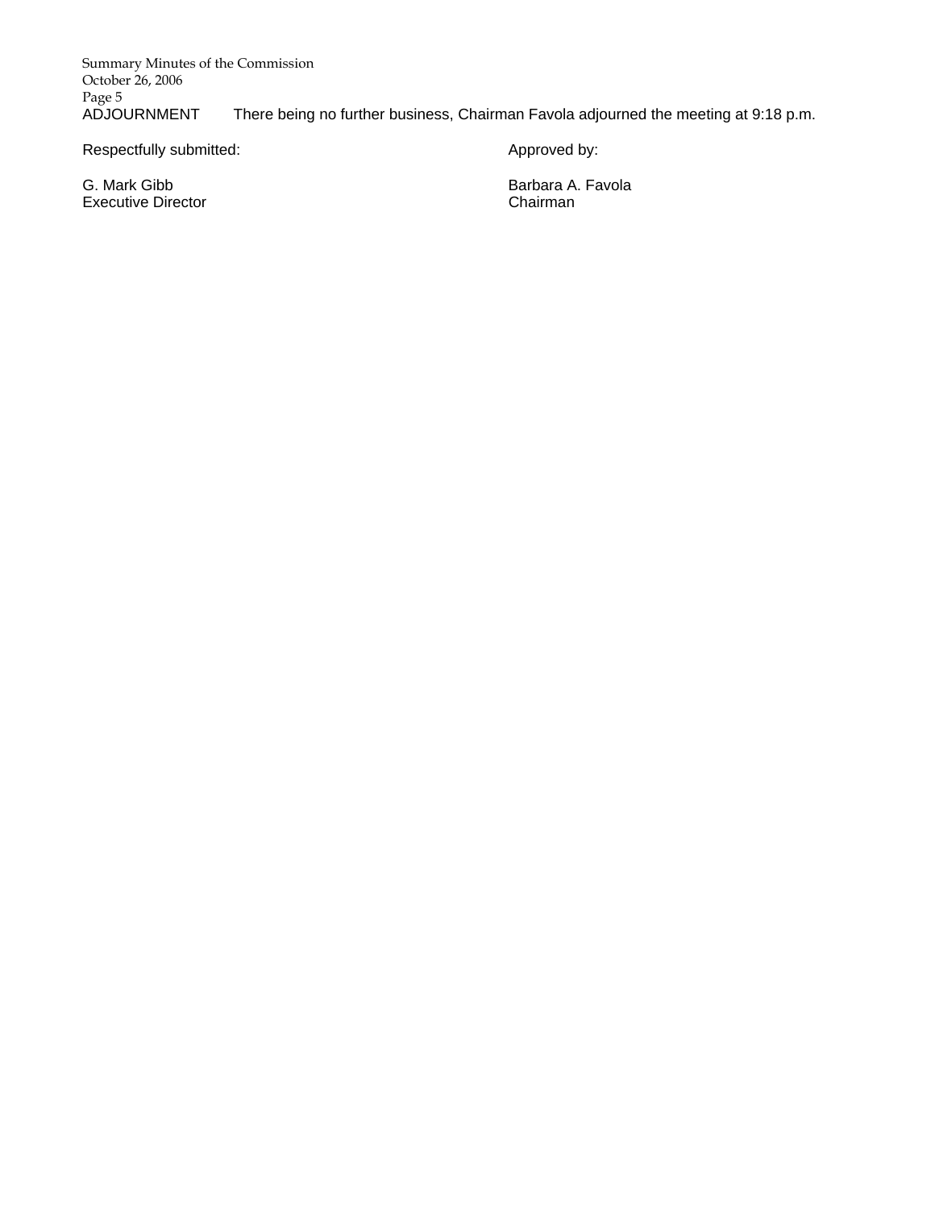ADJOURNMENT There being no further business, Chairman Favola adjourned the meeting at 9:18 p.m.

| | |
|---|---|
| Respectfully submitted: | Approved by: |
| G. Mark Gibb<br>Executive Director | Barbara A. Favola<br>Chairman |